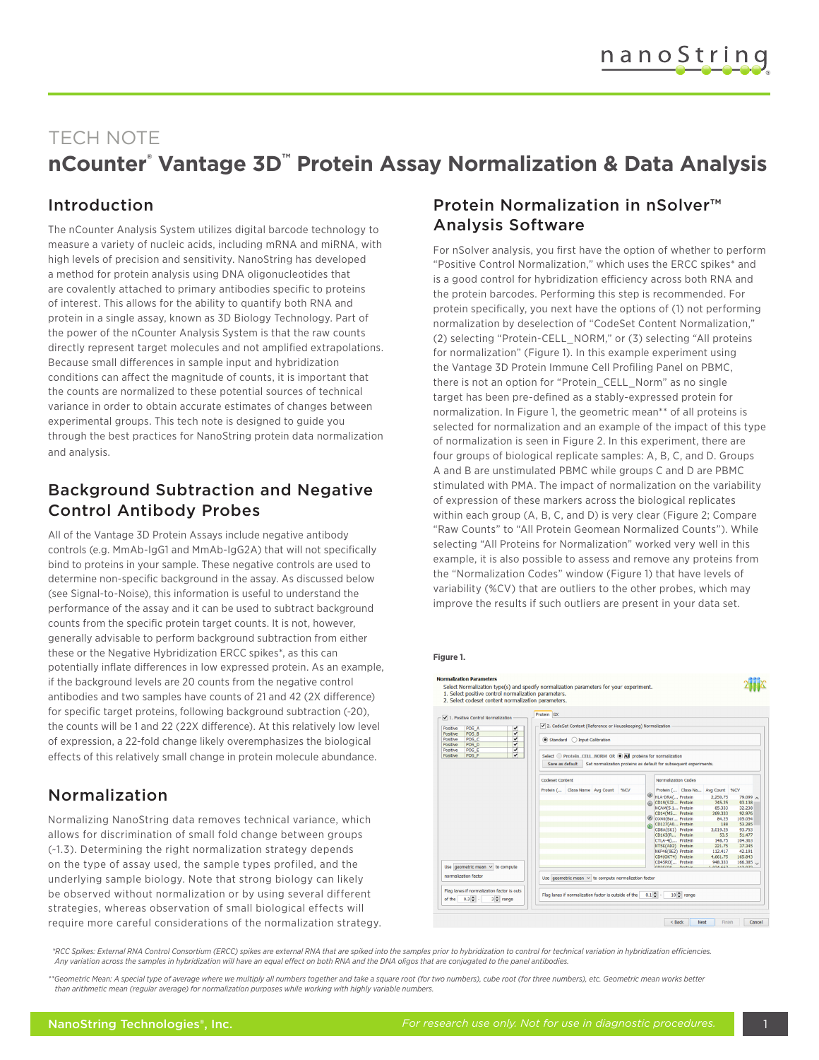TECH NOTE

# nCounter® Vantage 3D™ Protein Assay Normalization & Data Analysis

## Introduction

The nCounter Analysis System utilizes digital barcode technology to measure a variety of nucleic acids, including mRNA and miRNA, with high levels of precision and sensitivity. NanoString has developed a method for protein analysis using DNA oligonucleotides that are covalently attached to primary antibodies specific to proteins of interest. This allows for the ability to quantify both RNA and protein in a single assay, known as 3D Biology Technology. Part of the power of the nCounter Analysis System is that the raw counts directly represent target molecules and not amplified extrapolations. Because small differences in sample input and hybridization conditions can affect the magnitude of counts, it is important that the counts are normalized to these potential sources of technical variance in order to obtain accurate estimates of changes between experimental groups. This tech note is designed to guide you through the best practices for NanoString protein data normalization and analysis.

## Background Subtraction and Negative Control Antibody Probes

All of the Vantage 3D Protein Assays include negative antibody controls (e.g. MmAb-IgG1 and MmAb-IgG2A) that will not specifically bind to proteins in your sample. These negative controls are used to determine non-specific background in the assay. As discussed below (see Signal-to-Noise), this information is useful to understand the performance of the assay and it can be used to subtract background counts from the specific protein target counts. It is not, however, generally advisable to perform background subtraction from either these or the Negative Hybridization ERCC spikes*, as this can potentially inflate differences in low expressed protein. As an example, if the background levels are 20 counts from the negative control antibodies and two samples have counts of 21 and 42 (2X difference) for specific target proteins, following background subtraction (-20), the counts will be 1 and 22 (22X difference). At this relatively low level of expression, a 22-fold change likely overemphasizes the biological effects of this relatively small change in protein molecule abundance.

## Normalization

Normalizing NanoString data removes technical variance, which allows for discrimination of small fold change between groups (~1.3). Determining the right normalization strategy depends on the type of assay used, the sample types profiled, and the underlying sample biology. Note that strong biology can likely be observed without normalization or by using several different strategies, whereas observation of small biological effects will require more careful considerations of the normalization strategy.

## Protein Normalization in nSolver™ Analysis Software

For nSolver analysis, you first have the option of whether to perform "Positive Control Normalization," which uses the ERCC spikes* and is a good control for hybridization efficiency across both RNA and the protein barcodes. Performing this step is recommended. For protein specifically, you next have the options of (1) not performing normalization by deselection of "CodeSet Content Normalization," (2) selecting "Protein-CELL_NORM," or (3) selecting "All proteins for normalization" (Figure 1). In this example experiment using the Vantage 3D Protein Immune Cell Profiling Panel on PBMC, there is not an option for "Protein_CELL_Norm" as no single target has been pre-defined as a stably-expressed protein for normalization. In Figure 1, the geometric mean** of all proteins is selected for normalization and an example of the impact of this type of normalization is seen in Figure 2. In this experiment, there are four groups of biological replicate samples: A, B, C, and D. Groups A and B are unstimulated PBMC while groups C and D are PBMC stimulated with PMA. The impact of normalization on the variability of expression of these markers across the biological replicates within each group (A, B, C, and D) is very clear (Figure 2; Compare "Raw Counts" to "All Protein Geomean Normalized Counts"). While selecting "All Proteins for Normalization" worked very well in this example, it is also possible to assess and remove any proteins from the "Normalization Codes" window (Figure 1) that have levels of variability (%CV) that are outliers to the other probes, which may improve the results if such outliers are present in your data set.

**Figure 1.**

*RCC Spikes: External RNA Control Consortium (ERCC) spikes are external RNA that are spiked into the samples prior to hybridization to control for technical variation in hybridization efficiencies. Any variation across the samples in hybridization will have an equal effect on both RNA and the DNA oligos that are conjugated to the panel antibodies.

**Geometric Mean: A special type of average where we multiply all numbers together and take a square root (for two numbers), cube root (for three numbers), etc. Geometric mean works better than arithmetic mean (regular average) for normalization purposes while working with highly variable numbers.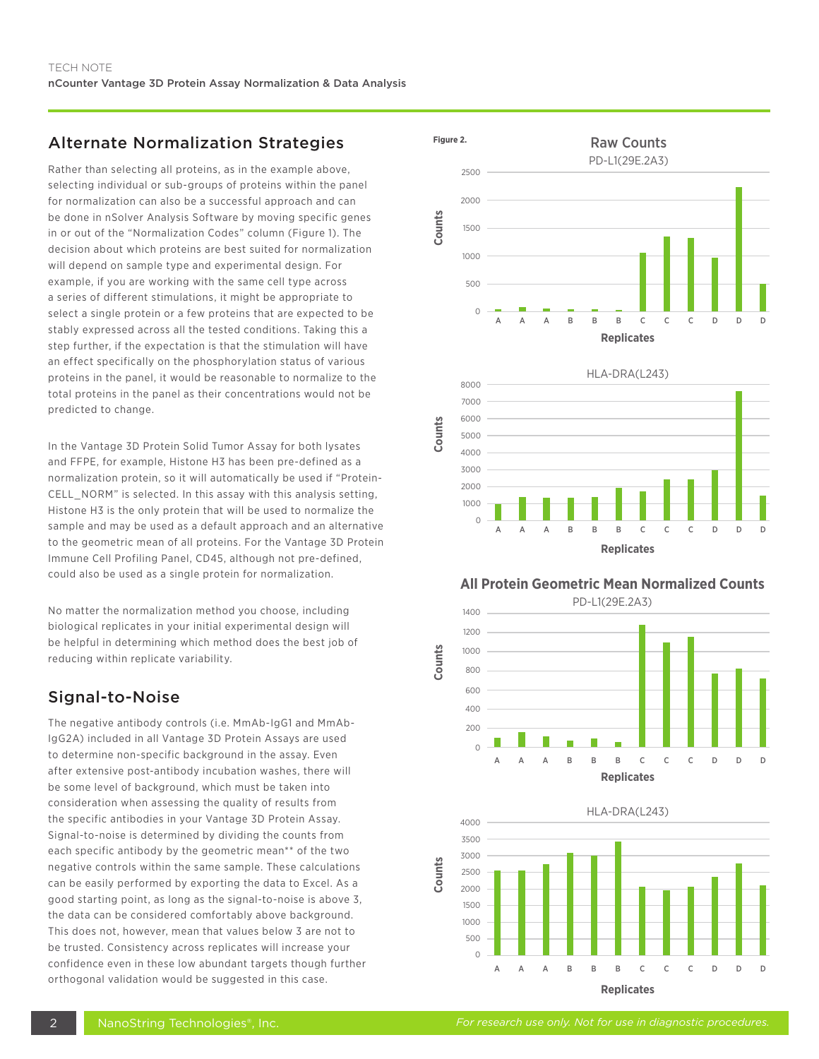## Alternate Normalization Strategies

Rather than selecting all proteins, as in the example above, selecting individual or sub-groups of proteins within the panel for normalization can also be a successful approach and can be done in nSolver Analysis Software by moving specific genes in or out of the "Normalization Codes" column (Figure 1). The decision about which proteins are best suited for normalization will depend on sample type and experimental design. For example, if you are working with the same cell type across a series of different stimulations, it might be appropriate to select a single protein or a few proteins that are expected to be stably expressed across all the tested conditions. Taking this a step further, if the expectation is that the stimulation will have an effect specifically on the phosphorylation status of various proteins in the panel, it would be reasonable to normalize to the total proteins in the panel as their concentrations would not be predicted to change.

In the Vantage 3D Protein Solid Tumor Assay for both lysates and FFPE, for example, Histone H3 has been pre-defined as a normalization protein, so it will automatically be used if "Protein-CELL_NORM" is selected. In this assay with this analysis setting, Histone H3 is the only protein that will be used to normalize the sample and may be used as a default approach and an alternative to the geometric mean of all proteins. For the Vantage 3D Protein Immune Cell Profiling Panel, CD45, although not pre-defined, could also be used as a single protein for normalization.

No matter the normalization method you choose, including biological replicates in your initial experimental design will be helpful in determining which method does the best job of reducing within replicate variability.

## Signal-to-Noise

The negative antibody controls (i.e. MmAb-IgG1 and MmAb-IgG2A) included in all Vantage 3D Protein Assays are used to determine non-specific background in the assay. Even after extensive post-antibody incubation washes, there will be some level of background, which must be taken into consideration when assessing the quality of results from the specific antibodies in your Vantage 3D Protein Assay. Signal-to-noise is determined by dividing the counts from each specific antibody by the geometric mean** of the two negative controls within the same sample. These calculations can be easily performed by exporting the data to Excel. As a good starting point, as long as the signal-to-noise is above 3, the data can be considered comfortably above background. This does not, however, mean that values below 3 are not to be trusted. Consistency across replicates will increase your confidence even in these low abundant targets though further orthogonal validation would be suggested in this case.

**Figure 2.**

**Raw Counts**

PD-L1(29E.2A3) — Counts by Replicates (A, A, A, B, B, B, C, C, C, D, D, D)

HLA-DRA(L243) — Counts by Replicates (A, A, A, B, B, B, C, C, C, D, D, D)

**All Protein Geometric Mean Normalized Counts**

PD-L1(29E.2A3) — Counts by Replicates (A, A, A, B, B, B, C, C, C, D, D, D)

HLA-DRA(L243) — Counts by Replicates (A, A, A, B, B, B, C, C, C, D, D, D)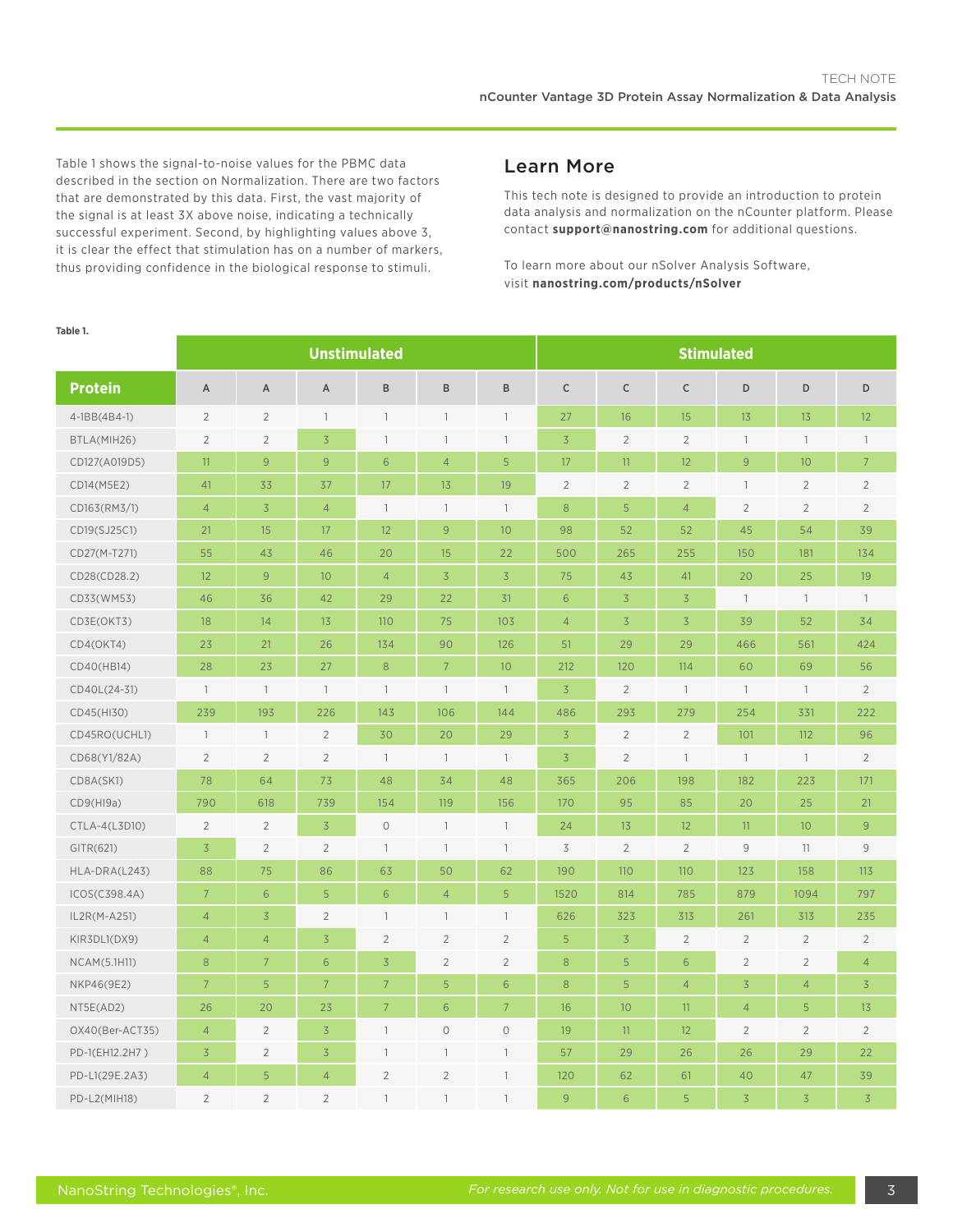Table 1 shows the signal-to-noise values for the PBMC data described in the section on Normalization. There are two factors that are demonstrated by this data. First, the vast majority of the signal is at least 3X above noise, indicating a technically successful experiment. Second, by highlighting values above 3, it is clear the effect that stimulation has on a number of markers, thus providing confidence in the biological response to stimuli.

## Learn More

This tech note is designed to provide an introduction to protein data analysis and normalization on the nCounter platform. Please contact **support@nanostring.com** for additional questions.

To learn more about our nSolver Analysis Software, visit **nanostring.com/products/nSolver**

**Table 1.**

| | Unstimulated | | | | | | Stimulated | | | | | |
|---|---|---|---|---|---|---|---|---|---|---|---|---|
| **Protein** | A | A | A | B | B | B | C | C | C | D | D | D |
| 4-1BB(4B4-1) | 2 | 2 | 1 | 1 | 1 | 1 | 27 | 16 | 15 | 13 | 13 | 12 |
| BTLA(MIH26) | 2 | 2 | 3 | 1 | 1 | 1 | 3 | 2 | 2 | 1 | 1 | 1 |
| CD127(A019D5) | 11 | 9 | 9 | 6 | 4 | 5 | 17 | 11 | 12 | 9 | 10 | 7 |
| CD14(M5E2) | 41 | 33 | 37 | 17 | 13 | 19 | 2 | 2 | 2 | 1 | 2 | 2 |
| CD163(RM3/1) | 4 | 3 | 4 | 1 | 1 | 1 | 8 | 5 | 4 | 2 | 2 | 2 |
| CD19(SJ25C1) | 21 | 15 | 17 | 12 | 9 | 10 | 98 | 52 | 52 | 45 | 54 | 39 |
| CD27(M-T271) | 55 | 43 | 46 | 20 | 15 | 22 | 500 | 265 | 255 | 150 | 181 | 134 |
| CD28(CD28.2) | 12 | 9 | 10 | 4 | 3 | 3 | 75 | 43 | 41 | 20 | 25 | 19 |
| CD33(WM53) | 46 | 36 | 42 | 29 | 22 | 31 | 6 | 3 | 3 | 1 | 1 | 1 |
| CD3E(OKT3) | 18 | 14 | 13 | 110 | 75 | 103 | 4 | 3 | 3 | 39 | 52 | 34 |
| CD4(OKT4) | 23 | 21 | 26 | 134 | 90 | 126 | 51 | 29 | 29 | 466 | 561 | 424 |
| CD40(HB14) | 28 | 23 | 27 | 8 | 7 | 10 | 212 | 120 | 114 | 60 | 69 | 56 |
| CD40L(24-31) | 1 | 1 | 1 | 1 | 1 | 1 | 3 | 2 | 1 | 1 | 1 | 2 |
| CD45(HI30) | 239 | 193 | 226 | 143 | 106 | 144 | 486 | 293 | 279 | 254 | 331 | 222 |
| CD45RO(UCHL1) | 1 | 1 | 2 | 30 | 20 | 29 | 3 | 2 | 2 | 101 | 112 | 96 |
| CD68(Y1/82A) | 2 | 2 | 2 | 1 | 1 | 1 | 3 | 2 | 1 | 1 | 1 | 2 |
| CD8A(SK1) | 78 | 64 | 73 | 48 | 34 | 48 | 365 | 206 | 198 | 182 | 223 | 171 |
| CD9(HI9a) | 790 | 618 | 739 | 154 | 119 | 156 | 170 | 95 | 85 | 20 | 25 | 21 |
| CTLA-4(L3D10) | 2 | 2 | 3 | 0 | 1 | 1 | 24 | 13 | 12 | 11 | 10 | 9 |
| GITR(621) | 3 | 2 | 2 | 1 | 1 | 1 | 3 | 2 | 2 | 9 | 11 | 9 |
| HLA-DRA(L243) | 88 | 75 | 86 | 63 | 50 | 62 | 190 | 110 | 110 | 123 | 158 | 113 |
| ICOS(C398.4A) | 7 | 6 | 5 | 6 | 4 | 5 | 1520 | 814 | 785 | 879 | 1094 | 797 |
| IL2R(M-A251) | 4 | 3 | 2 | 1 | 1 | 1 | 626 | 323 | 313 | 261 | 313 | 235 |
| KIR3DL1(DX9) | 4 | 4 | 3 | 2 | 2 | 2 | 5 | 3 | 2 | 2 | 2 | 2 |
| NCAM(5.1H11) | 8 | 7 | 6 | 3 | 2 | 2 | 8 | 5 | 6 | 2 | 2 | 4 |
| NKP46(9E2) | 7 | 5 | 7 | 7 | 5 | 6 | 8 | 5 | 4 | 3 | 4 | 3 |
| NT5E(AD2) | 26 | 20 | 23 | 7 | 6 | 7 | 16 | 10 | 11 | 4 | 5 | 13 |
| OX40(Ber-ACT35) | 4 | 2 | 3 | 1 | 0 | 0 | 19 | 11 | 12 | 2 | 2 | 2 |
| PD-1(EH12.2H7 ) | 3 | 2 | 3 | 1 | 1 | 1 | 57 | 29 | 26 | 26 | 29 | 22 |
| PD-L1(29E.2A3) | 4 | 5 | 4 | 2 | 2 | 1 | 120 | 62 | 61 | 40 | 47 | 39 |
| PD-L2(MIH18) | 2 | 2 | 2 | 1 | 1 | 1 | 9 | 6 | 5 | 3 | 3 | 3 |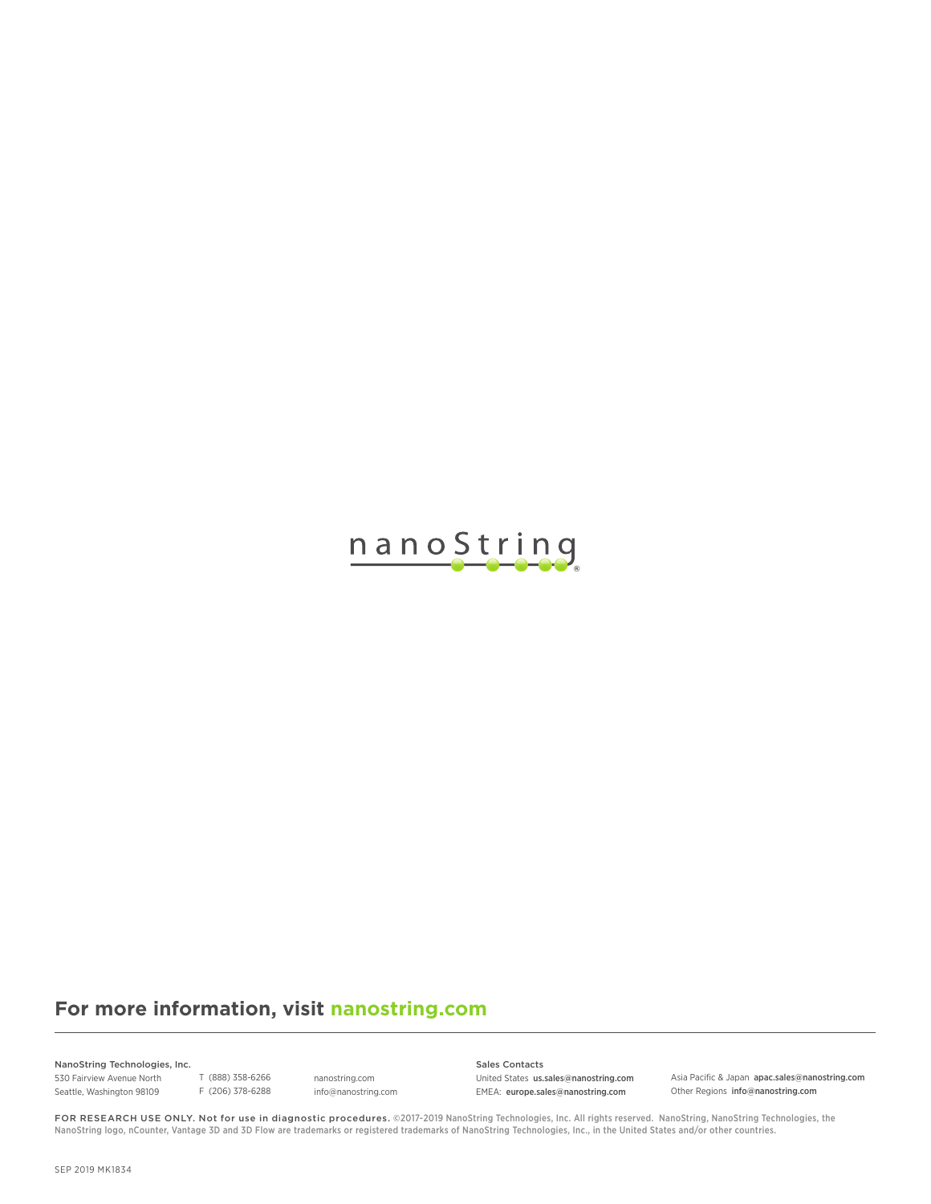nanoString®

## For more information, visit nanostring.com

**NanoString Technologies, Inc.**
530 Fairview Avenue North
Seattle, Washington 98109

T (888) 358-6266
F (206) 378-6288

nanostring.com
info@nanostring.com

**Sales Contacts**
United States us.sales@nanostring.com
EMEA: europe.sales@nanostring.com

Asia Pacific & Japan apac.sales@nanostring.com
Other Regions info@nanostring.com

FOR RESEARCH USE ONLY. Not for use in diagnostic procedures. ©2017-2019 NanoString Technologies, Inc. All rights reserved. NanoString, NanoString Technologies, the NanoString logo, nCounter, Vantage 3D and 3D Flow are trademarks or registered trademarks of NanoString Technologies, Inc., in the United States and/or other countries.

SEP 2019 MK1834